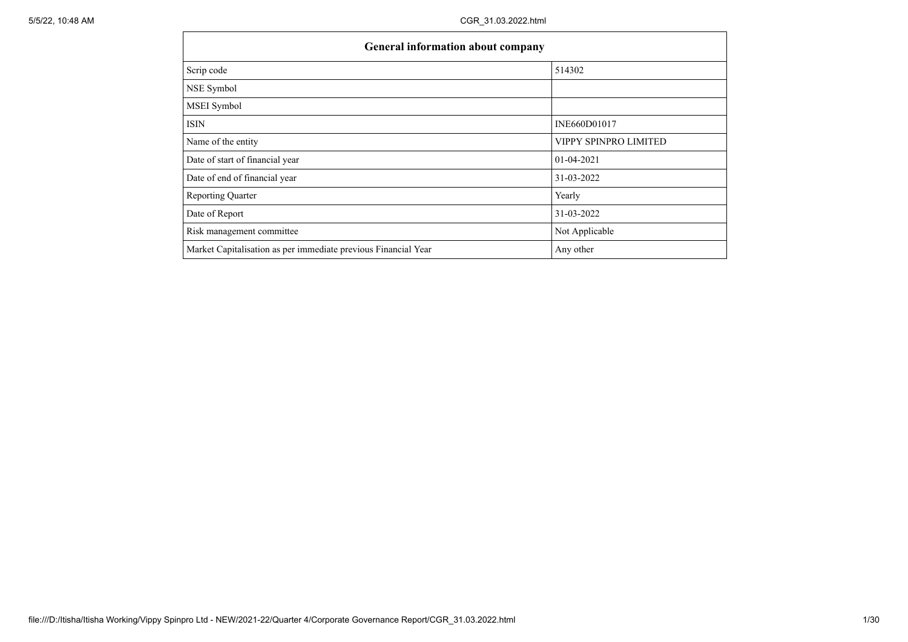| General information about company | |
|---|---|
| Scrip code | 514302 |
| NSE Symbol | |
| MSEI Symbol | |
| ISIN | INE660D01017 |
| Name of the entity | VIPPY SPINPRO LIMITED |
| Date of start of financial year | 01-04-2021 |
| Date of end of financial year | 31-03-2022 |
| Reporting Quarter | Yearly |
| Date of Report | 31-03-2022 |
| Risk management committee | Not Applicable |
| Market Capitalisation as per immediate previous Financial Year | Any other |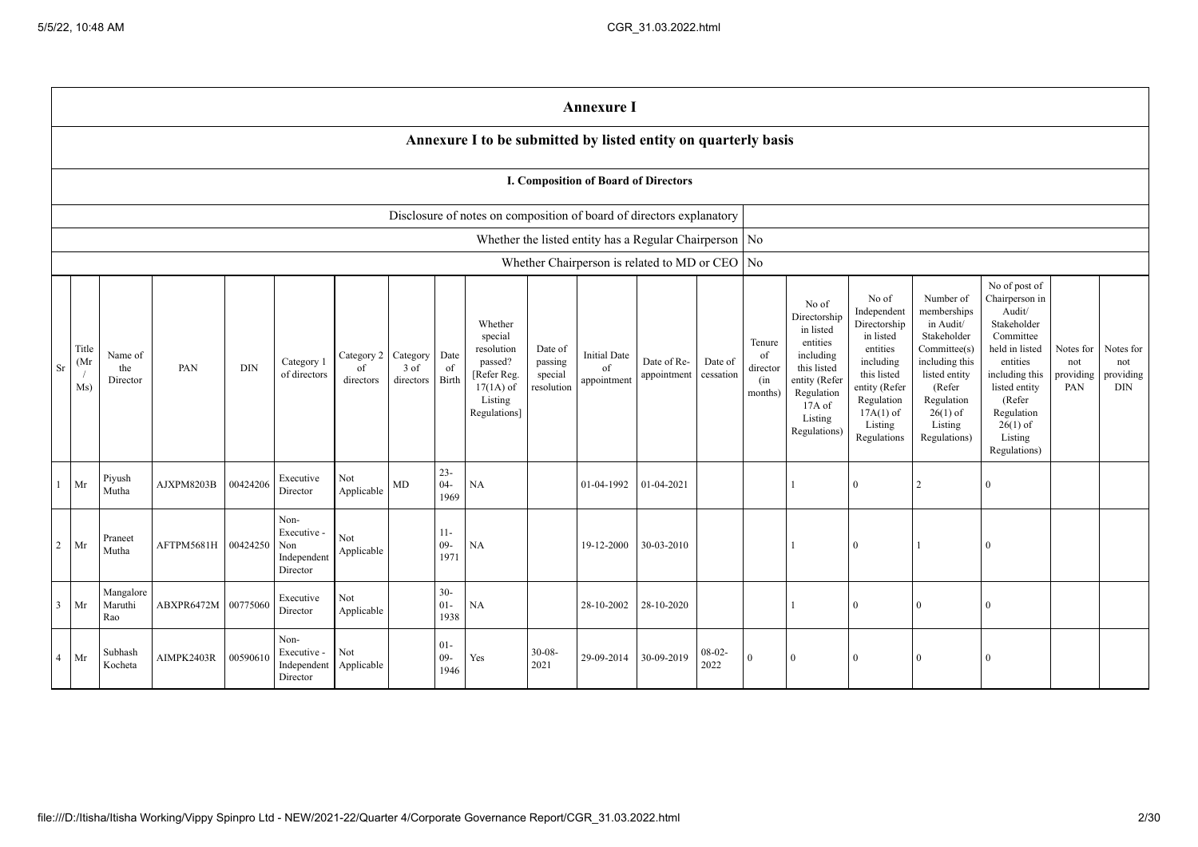# Annexure I

## Annexure I to be submitted by listed entity on quarterly basis

### I. Composition of Board of Directors

| Disclosure of notes on composition of board of directors explanatory | |
|---|---|
| Whether the listed entity has a Regular Chairperson | No |
| Whether Chairperson is related to MD or CEO | No |

| Sr | Title (Mr / Ms) | Name of the Director | PAN | DIN | Category 1 of directors | Category 2 of directors | Category 3 of directors | Date of Birth | Whether special resolution passed? [Refer Reg. 17(1A) of Listing Regulations] | Date of passing special resolution | Initial Date of appointment | Date of Re-appointment | Date of cessation | Tenure of director (in months) | No of Directorship in listed entities including this listed entity (Refer Regulation 17A of Listing Regulations) | No of Independent Directorship in listed entities including this listed entity (Refer Regulation 17A(1) of Listing Regulations | Number of memberships in Audit/ Stakeholder Committee(s) including this listed entity (Refer Regulation 26(1) of Listing Regulations) | No of post of Chairperson in Audit/ Stakeholder Committee held in listed entities including this listed entity (Refer Regulation 26(1) of Listing Regulations) | Notes for not providing PAN | Notes for not providing DIN |
|---|---|---|---|---|---|---|---|---|---|---|---|---|---|---|---|---|---|---|---|---|
| 1 | Mr | Piyush Mutha | AJXPM8203B | 00424206 | Executive Director | Not Applicable | MD | 23-04-1969 | NA | | 01-04-1992 | 01-04-2021 | | | 1 | 0 | 2 | 0 | | |
| 2 | Mr | Praneet Mutha | AFTPM5681H | 00424250 | Non-Executive - Non Independent Director | Not Applicable | | 11-09-1971 | NA | | 19-12-2000 | 30-03-2010 | | | 1 | 0 | 1 | 0 | | |
| 3 | Mr | Mangalore Maruthi Rao | ABXPR6472M | 00775060 | Executive Director | Not Applicable | | 30-01-1938 | NA | | 28-10-2002 | 28-10-2020 | | | 1 | 0 | 0 | 0 | | |
| 4 | Mr | Subhash Kocheta | AIMPK2403R | 00590610 | Non-Executive - Independent Director | Not Applicable | | 01-09-1946 | Yes | 30-08-2021 | 29-09-2014 | 30-09-2019 | 08-02-2022 | 0 | 0 | 0 | 0 | 0 | | |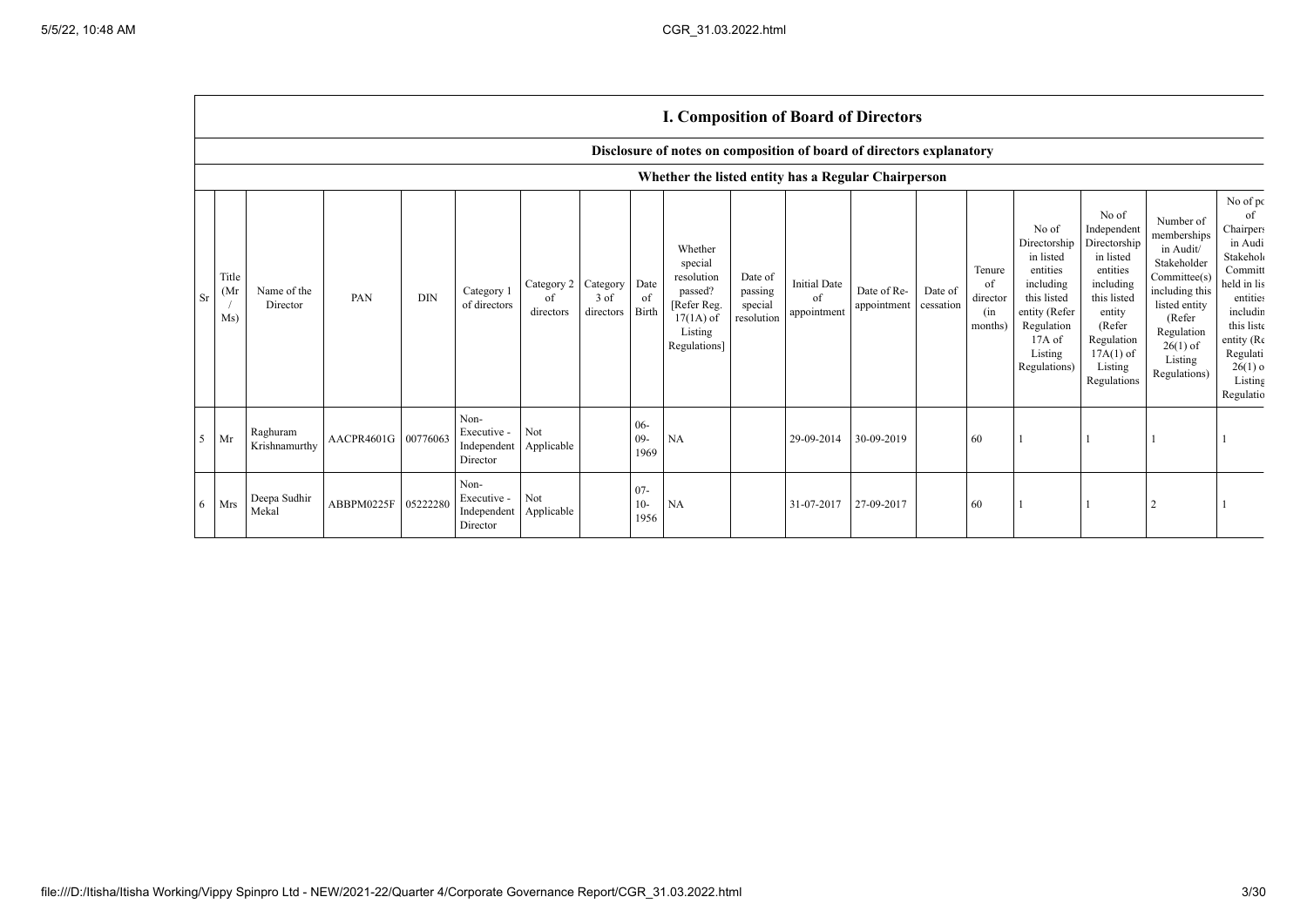## I. Composition of Board of Directors

### Disclosure of notes on composition of board of directors explanatory

### Whether the listed entity has a Regular Chairperson

| Sr | Title (Mr / Ms) | Name of the Director | PAN | DIN | Category 1 of directors | Category 2 of directors | Category 3 of directors | Date of Birth | Whether special resolution passed? [Refer Reg. 17(1A) of Listing Regulations] | Date of passing special resolution | Initial Date of appointment | Date of Re-appointment | Date of cessation | Tenure of director (in months) | No of Directorship in listed entities including this listed entity (Refer Regulation 17A of Listing Regulations) | No of Independent Directorship in listed entities including this listed entity (Refer Regulation 17A(1) of Listing Regulations | Number of memberships in Audit/ Stakeholder Committee(s) including this listed entity (Refer Regulation 26(1) of Listing Regulations) | No of po of Chairpers in Audi Stakehol Committ held in lis entities includin this liste entity (Re Regulati 26(1) o Listing Regulatio |
|---|---|---|---|---|---|---|---|---|---|---|---|---|---|---|---|---|---|---|
| 5 | Mr | Raghuram Krishnamurthy | AACPR4601G | 00776063 | Non-Executive - Independent Director | Not Applicable | | 06-09-1969 | NA | | 29-09-2014 | 30-09-2019 | | 60 | 1 | 1 | 1 | 1 |
| 6 | Mrs | Deepa Sudhir Mekal | ABBPM0225F | 05222280 | Non-Executive - Independent Director | Not Applicable | | 07-10-1956 | NA | | 31-07-2017 | 27-09-2017 | | 60 | 1 | 1 | 2 | 1 |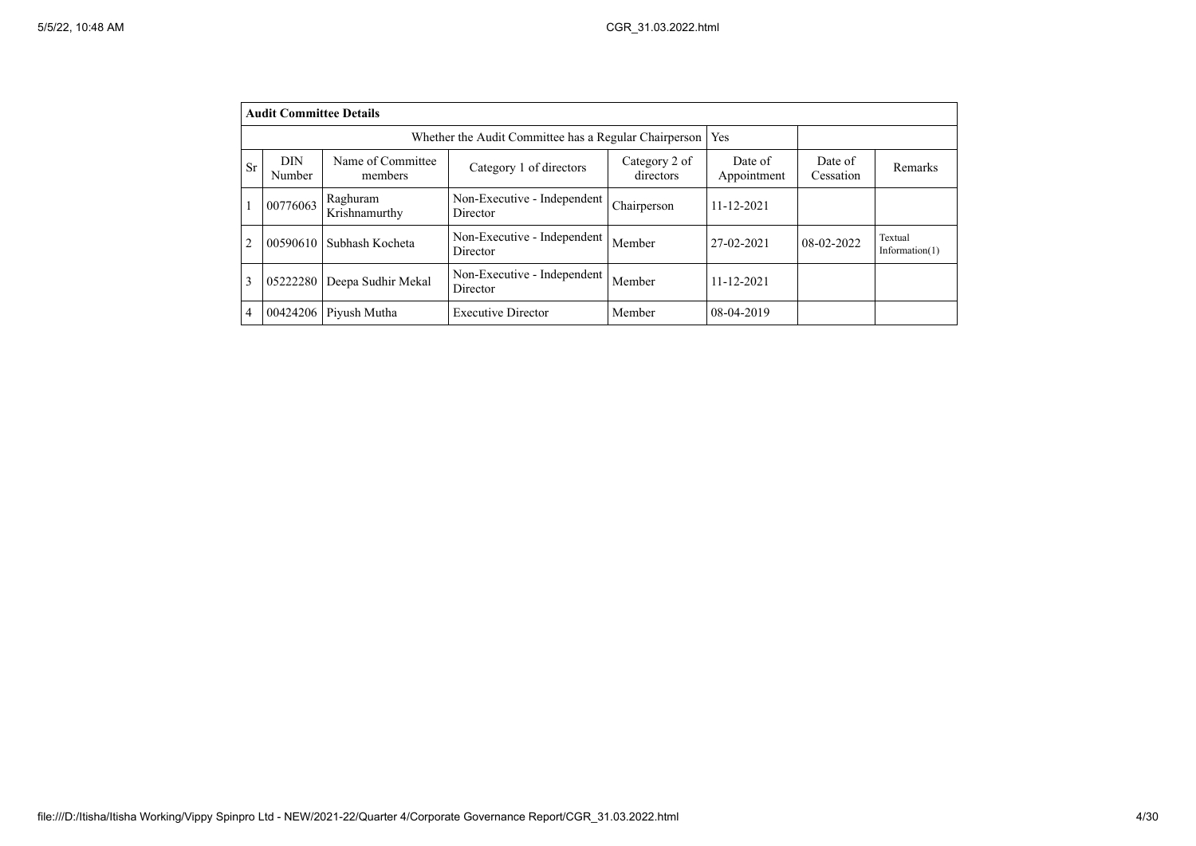| Audit Committee Details | | | | | | | |
|---|---|---|---|---|---|---|---|
| Whether the Audit Committee has a Regular Chairperson | | | | | Yes | | |
| Sr | DIN Number | Name of Committee members | Category 1 of directors | Category 2 of directors | Date of Appointment | Date of Cessation | Remarks |
| 1 | 00776063 | Raghuram Krishnamurthy | Non-Executive - Independent Director | Chairperson | 11-12-2021 | | |
| 2 | 00590610 | Subhash Kocheta | Non-Executive - Independent Director | Member | 27-02-2021 | 08-02-2022 | Textual Information(1) |
| 3 | 05222280 | Deepa Sudhir Mekal | Non-Executive - Independent Director | Member | 11-12-2021 | | |
| 4 | 00424206 | Piyush Mutha | Executive Director | Member | 08-04-2019 | | |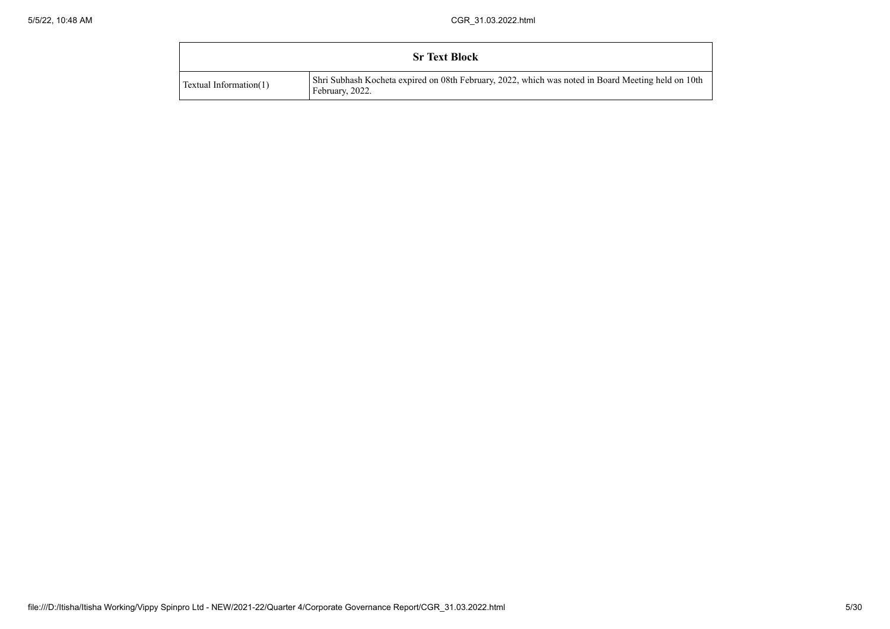| Sr Text Block | |
|---|---|
| Textual Information(1) | Shri Subhash Kocheta expired on 08th February, 2022, which was noted in Board Meeting held on 10th February, 2022. |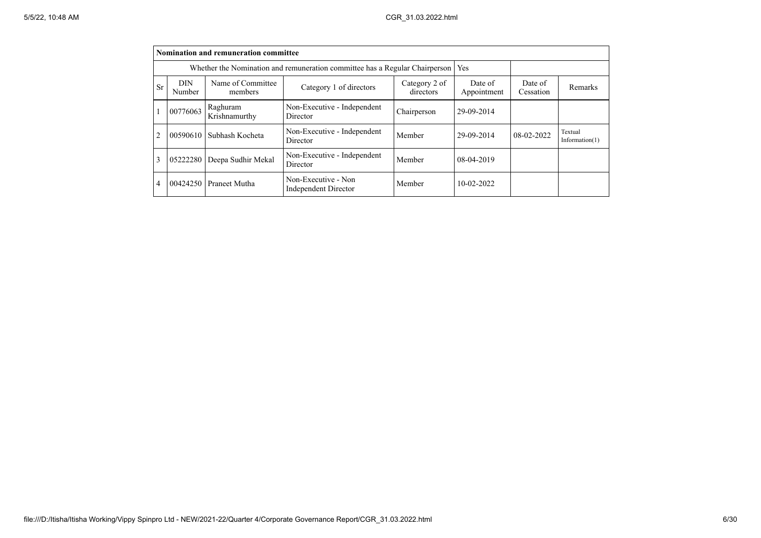| Nomination and remuneration committee | | | | | | | |
|---|---|---|---|---|---|---|---|
| Whether the Nomination and remuneration committee has a Regular Chairperson | | | | | Yes | | |
| Sr | DIN Number | Name of Committee members | Category 1 of directors | Category 2 of directors | Date of Appointment | Date of Cessation | Remarks |
| 1 | 00776063 | Raghuram Krishnamurthy | Non-Executive - Independent Director | Chairperson | 29-09-2014 | | |
| 2 | 00590610 | Subhash Kocheta | Non-Executive - Independent Director | Member | 29-09-2014 | 08-02-2022 | Textual Information(1) |
| 3 | 05222280 | Deepa Sudhir Mekal | Non-Executive - Independent Director | Member | 08-04-2019 | | |
| 4 | 00424250 | Praneet Mutha | Non-Executive - Non Independent Director | Member | 10-02-2022 | | |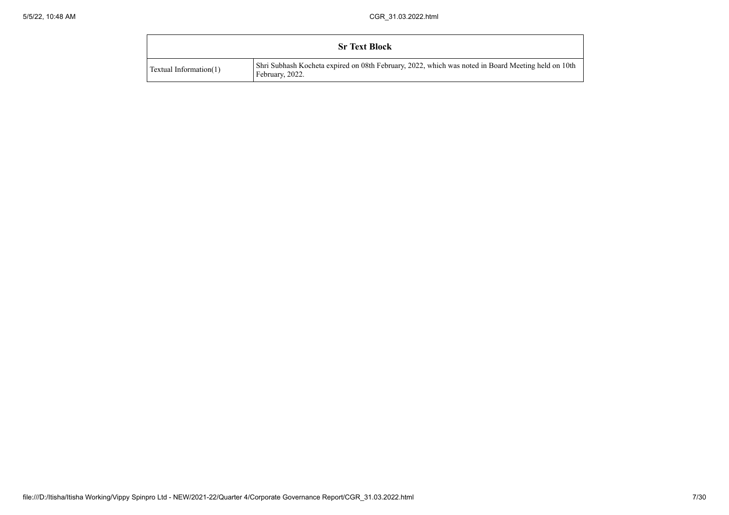| Sr Text Block | |
| --- | --- |
| Textual Information(1) | Shri Subhash Kocheta expired on 08th February, 2022, which was noted in Board Meeting held on 10th February, 2022. |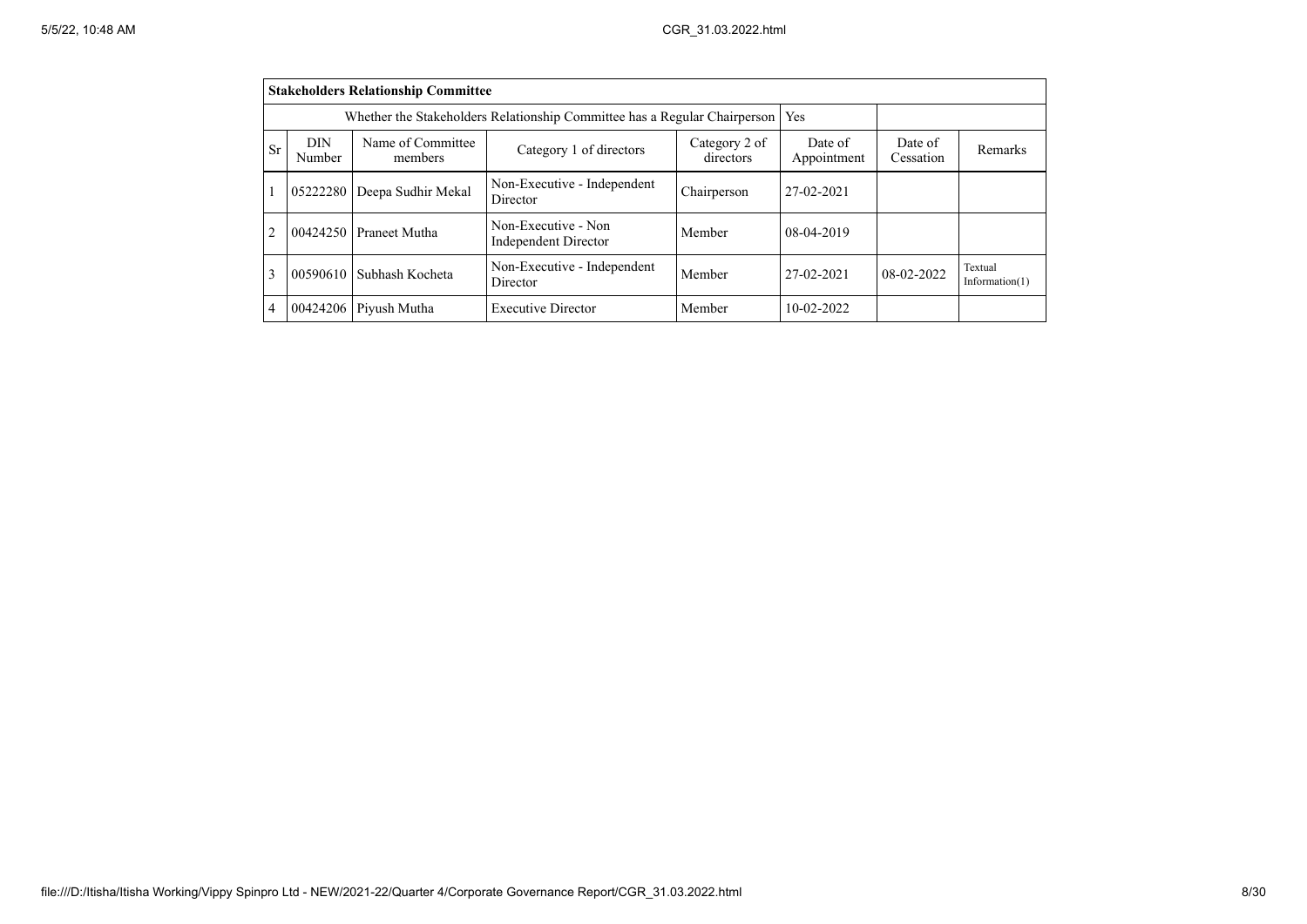| Stakeholders Relationship Committee | | | | | | | |
|---|---|---|---|---|---|---|---|
| Whether the Stakeholders Relationship Committee has a Regular Chairperson | | | | | Yes | | |
| Sr | DIN Number | Name of Committee members | Category 1 of directors | Category 2 of directors | Date of Appointment | Date of Cessation | Remarks |
| 1 | 05222280 | Deepa Sudhir Mekal | Non-Executive - Independent Director | Chairperson | 27-02-2021 | | |
| 2 | 00424250 | Praneet Mutha | Non-Executive - Non Independent Director | Member | 08-04-2019 | | |
| 3 | 00590610 | Subhash Kocheta | Non-Executive - Independent Director | Member | 27-02-2021 | 08-02-2022 | Textual Information(1) |
| 4 | 00424206 | Piyush Mutha | Executive Director | Member | 10-02-2022 | | |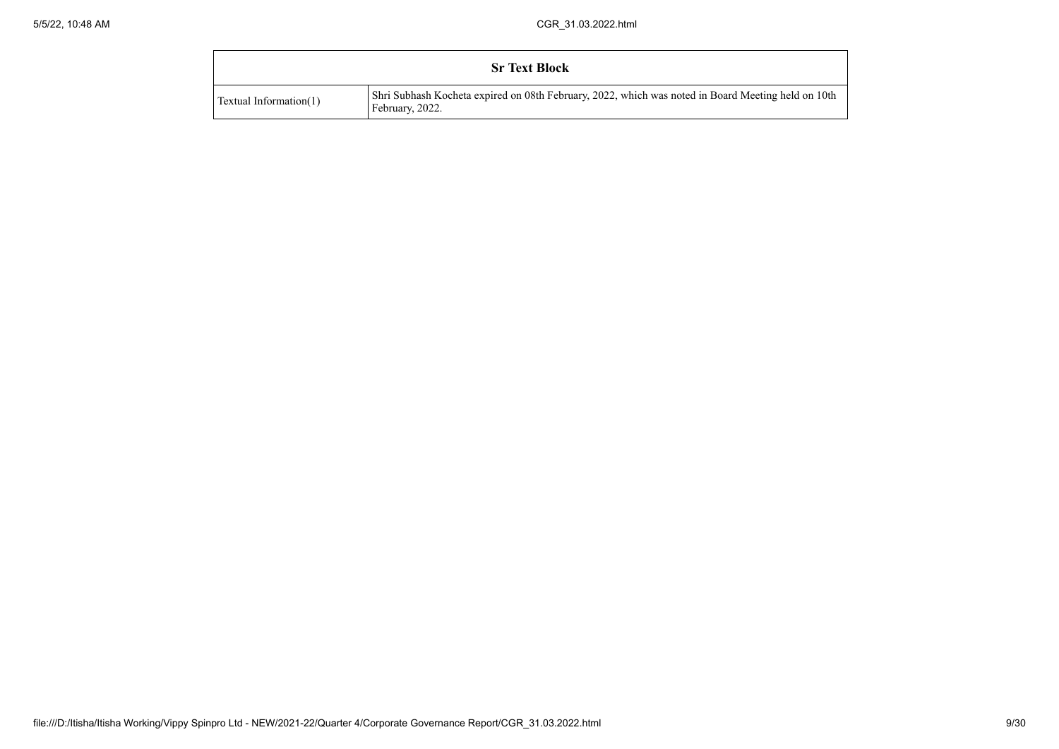| Sr Text Block | |
|---|---|
| Textual Information(1) | Shri Subhash Kocheta expired on 08th February, 2022, which was noted in Board Meeting held on 10th February, 2022. |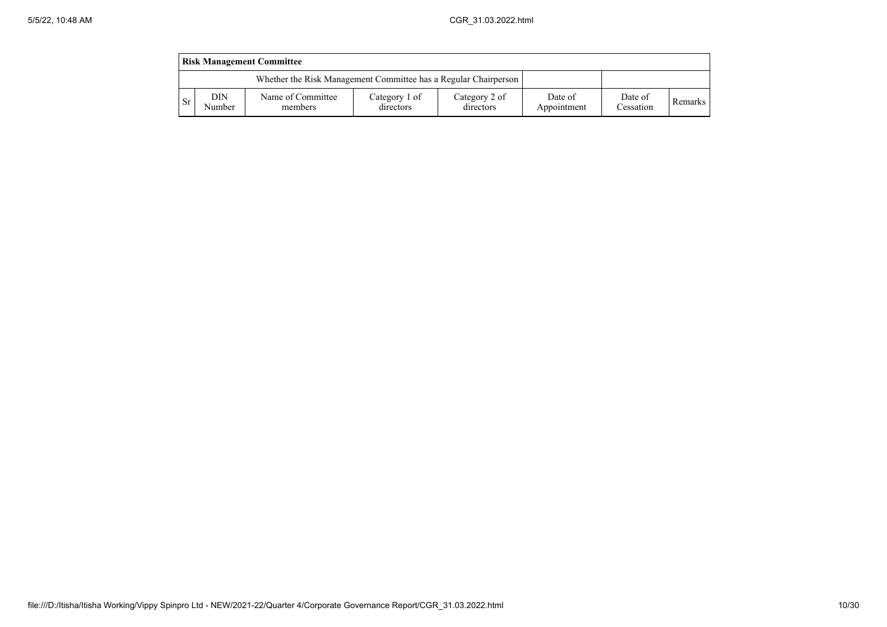| Risk Management Committee | | | | | | | |
|---|---|---|---|---|---|---|---|
| Whether the Risk Management Committee has a Regular Chairperson | | | | | | | |
| Sr | DIN Number | Name of Committee members | Category 1 of directors | Category 2 of directors | Date of Appointment | Date of Cessation | Remarks |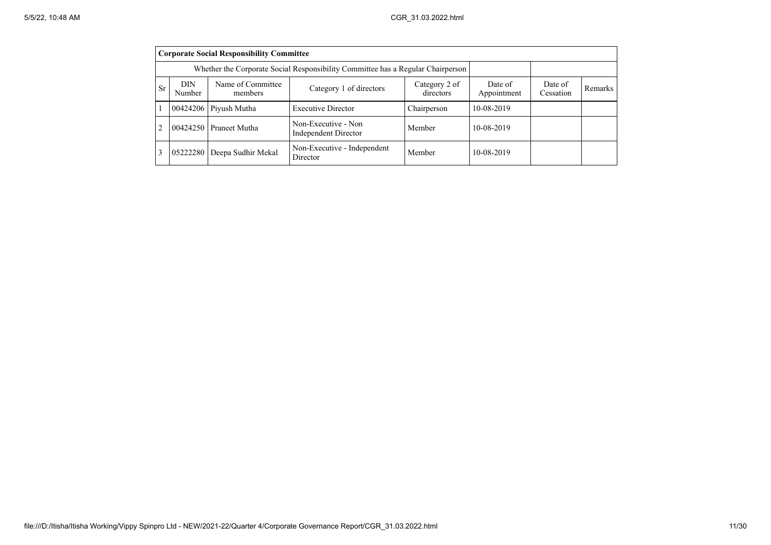| Corporate Social Responsibility Committee | | | | | | | |
|---|---|---|---|---|---|---|---|
| Whether the Corporate Social Responsibility Committee has a Regular Chairperson | | | | | | | |
| Sr | DIN Number | Name of Committee members | Category 1 of directors | Category 2 of directors | Date of Appointment | Date of Cessation | Remarks |
| 1 | 00424206 | Piyush Mutha | Executive Director | Chairperson | 10-08-2019 | | |
| 2 | 00424250 | Praneet Mutha | Non-Executive - Non Independent Director | Member | 10-08-2019 | | |
| 3 | 05222280 | Deepa Sudhir Mekal | Non-Executive - Independent Director | Member | 10-08-2019 | | |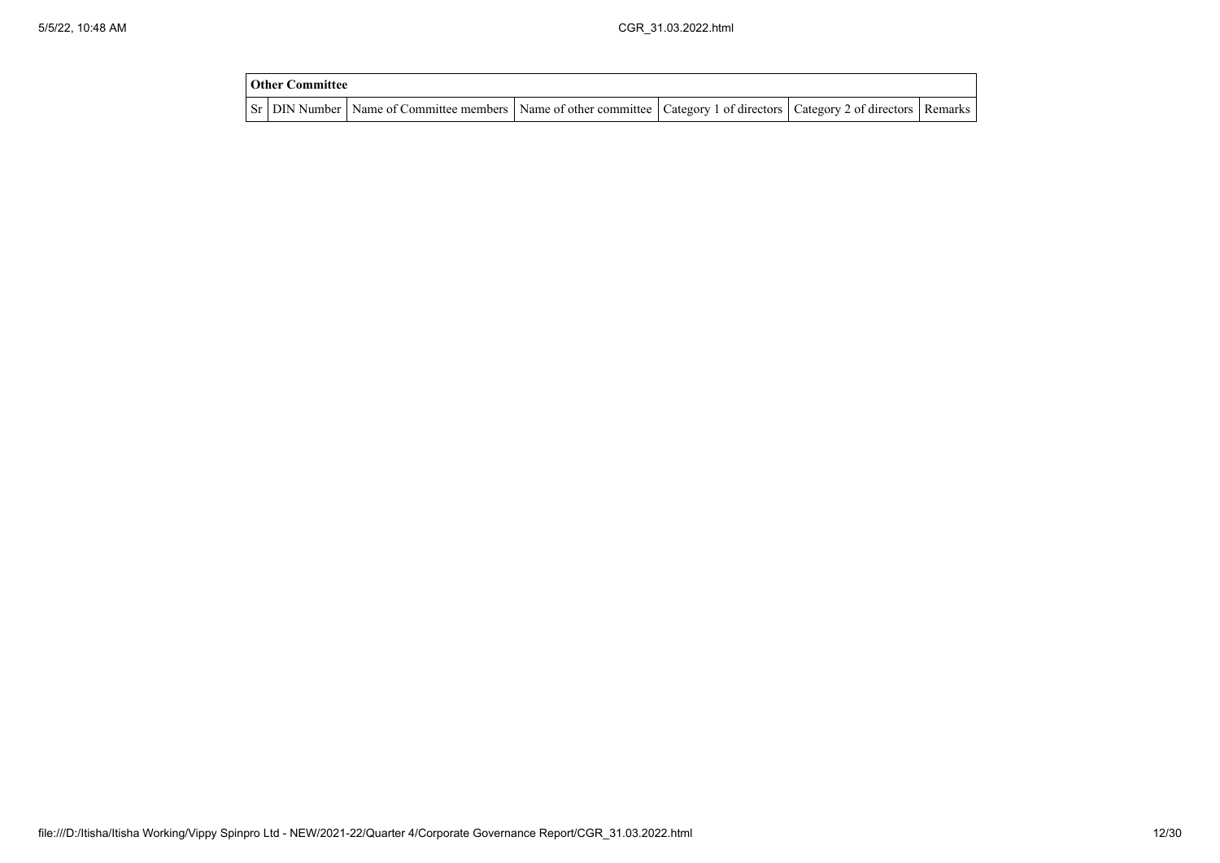| Other Committee | | | | | | |
|---|---|---|---|---|---|---|
| Sr | DIN Number | Name of Committee members | Name of other committee | Category 1 of directors | Category 2 of directors | Remarks |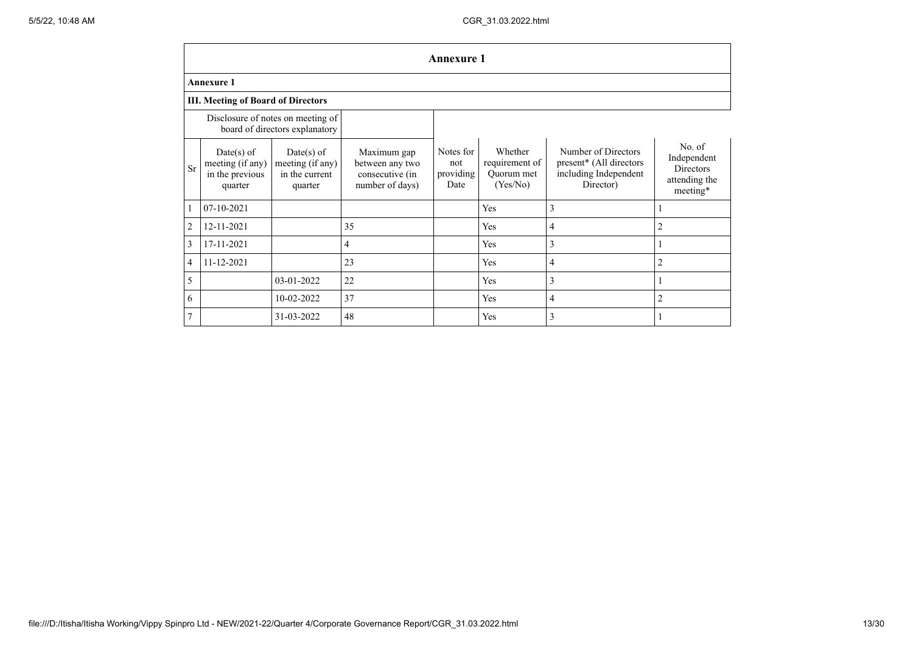## Annexure 1

**Annexure 1**

**III. Meeting of Board of Directors**

| | Disclosure of notes on meeting of board of directors explanatory | | | | | | |
|---|---|---|---|---|---|---|---|
| Sr | Date(s) of meeting (if any) in the previous quarter | Date(s) of meeting (if any) in the current quarter | Maximum gap between any two consecutive (in number of days) | Notes for not providing Date | Whether requirement of Quorum met (Yes/No) | Number of Directors present* (All directors including Independent Director) | No. of Independent Directors attending the meeting* |
| 1 | 07-10-2021 | | | | Yes | 3 | 1 |
| 2 | 12-11-2021 | | 35 | | Yes | 4 | 2 |
| 3 | 17-11-2021 | | 4 | | Yes | 3 | 1 |
| 4 | 11-12-2021 | | 23 | | Yes | 4 | 2 |
| 5 | | 03-01-2022 | 22 | | Yes | 3 | 1 |
| 6 | | 10-02-2022 | 37 | | Yes | 4 | 2 |
| 7 | | 31-03-2022 | 48 | | Yes | 3 | 1 |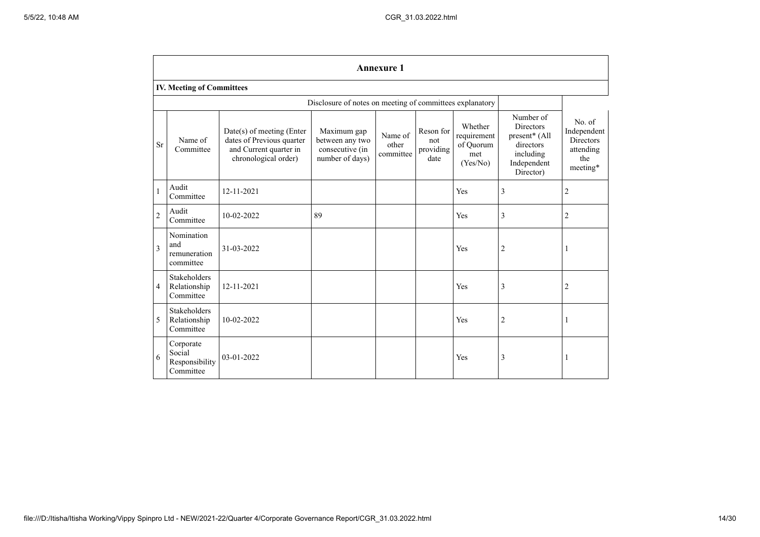## Annexure 1

### IV. Meeting of Committees

Disclosure of notes on meeting of committees explanatory

| Sr | Name of Committee | Date(s) of meeting (Enter dates of Previous quarter and Current quarter in chronological order) | Maximum gap between any two consecutive (in number of days) | Name of other committee | Reson for not providing date | Whether requirement of Quorum met (Yes/No) | Number of Directors present* (All directors including Independent Director) | No. of Independent Directors attending the meeting* |
|---|---|---|---|---|---|---|---|---|
| 1 | Audit Committee | 12-11-2021 | | | | Yes | 3 | 2 |
| 2 | Audit Committee | 10-02-2022 | 89 | | | Yes | 3 | 2 |
| 3 | Nomination and remuneration committee | 31-03-2022 | | | | Yes | 2 | 1 |
| 4 | Stakeholders Relationship Committee | 12-11-2021 | | | | Yes | 3 | 2 |
| 5 | Stakeholders Relationship Committee | 10-02-2022 | | | | Yes | 2 | 1 |
| 6 | Corporate Social Responsibility Committee | 03-01-2022 | | | | Yes | 3 | 1 |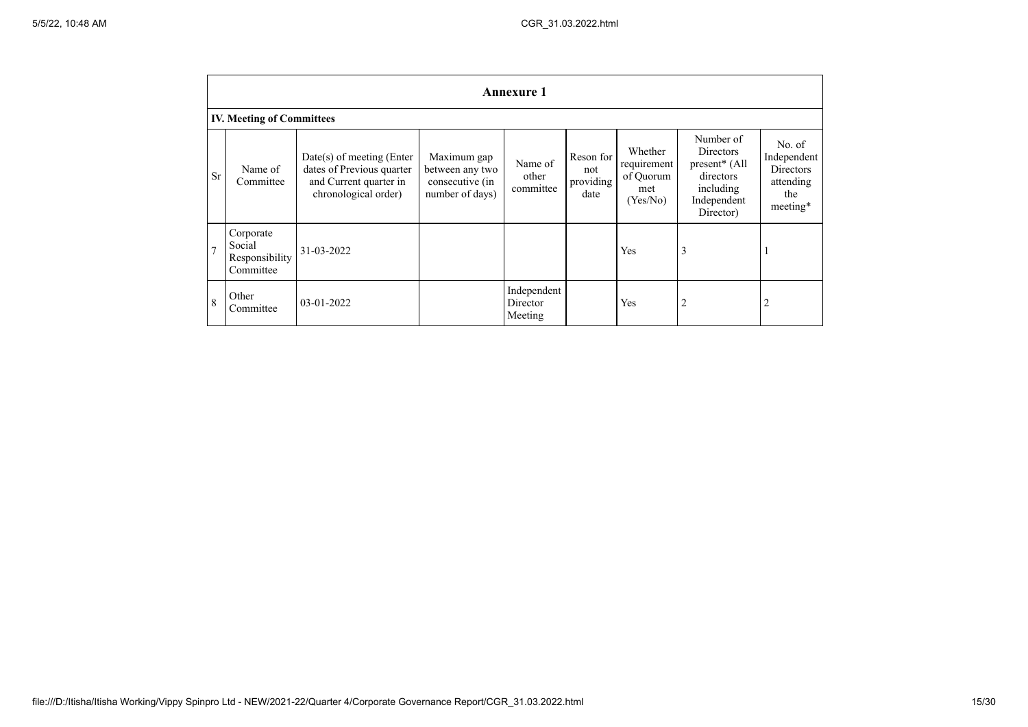## Annexure 1

### IV. Meeting of Committees

| Sr | Name of Committee | Date(s) of meeting (Enter dates of Previous quarter and Current quarter in chronological order) | Maximum gap between any two consecutive (in number of days) | Name of other committee | Reson for not providing date | Whether requirement of Quorum met (Yes/No) | Number of Directors present* (All directors including Independent Director) | No. of Independent Directors attending the meeting* |
|---|---|---|---|---|---|---|---|---|
| 7 | Corporate Social Responsibility Committee | 31-03-2022 | | | | Yes | 3 | 1 |
| 8 | Other Committee | 03-01-2022 | | Independent Director Meeting | | Yes | 2 | 2 |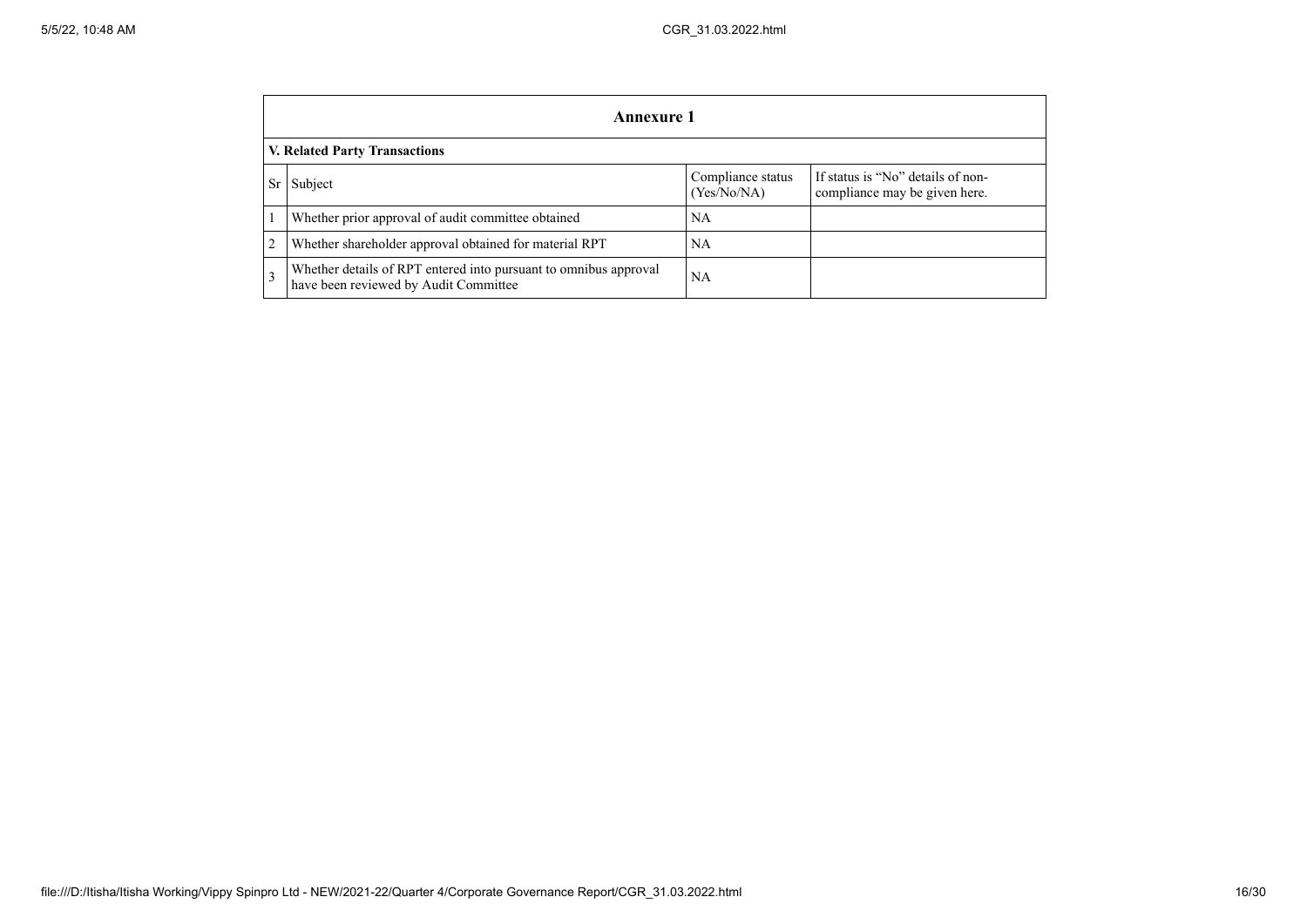## Annexure 1

### V. Related Party Transactions

| Sr | Subject | Compliance status (Yes/No/NA) | If status is "No" details of non-compliance may be given here. |
|---|---|---|---|
| 1 | Whether prior approval of audit committee obtained | NA | |
| 2 | Whether shareholder approval obtained for material RPT | NA | |
| 3 | Whether details of RPT entered into pursuant to omnibus approval have been reviewed by Audit Committee | NA | |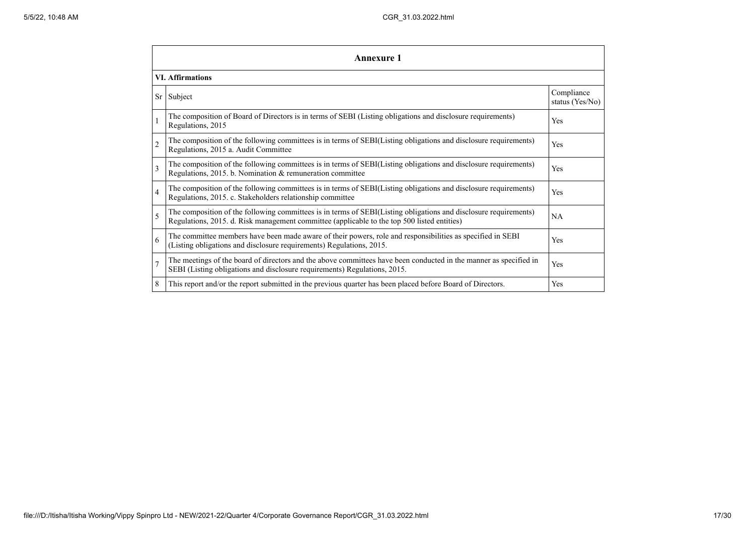## Annexure 1

### VI. Affirmations

| Sr | Subject | Compliance status (Yes/No) |
|---|---|---|
| 1 | The composition of Board of Directors is in terms of SEBI (Listing obligations and disclosure requirements) Regulations, 2015 | Yes |
| 2 | The composition of the following committees is in terms of SEBI(Listing obligations and disclosure requirements) Regulations, 2015 a. Audit Committee | Yes |
| 3 | The composition of the following committees is in terms of SEBI(Listing obligations and disclosure requirements) Regulations, 2015. b. Nomination & remuneration committee | Yes |
| 4 | The composition of the following committees is in terms of SEBI(Listing obligations and disclosure requirements) Regulations, 2015. c. Stakeholders relationship committee | Yes |
| 5 | The composition of the following committees is in terms of SEBI(Listing obligations and disclosure requirements) Regulations, 2015. d. Risk management committee (applicable to the top 500 listed entities) | NA |
| 6 | The committee members have been made aware of their powers, role and responsibilities as specified in SEBI (Listing obligations and disclosure requirements) Regulations, 2015. | Yes |
| 7 | The meetings of the board of directors and the above committees have been conducted in the manner as specified in SEBI (Listing obligations and disclosure requirements) Regulations, 2015. | Yes |
| 8 | This report and/or the report submitted in the previous quarter has been placed before Board of Directors. | Yes |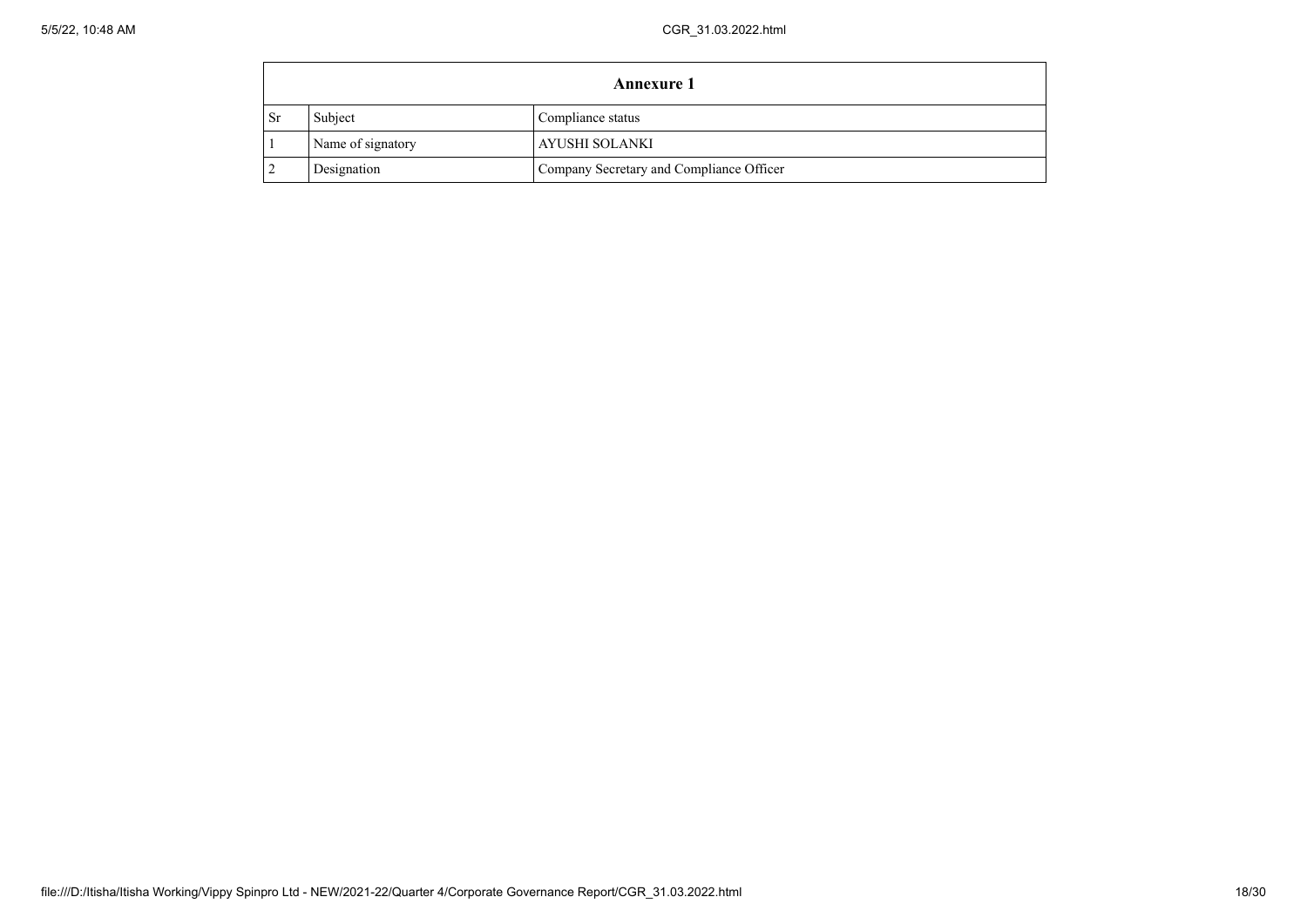| Annexure 1 | | |
|---|---|---|
| Sr | Subject | Compliance status |
| 1 | Name of signatory | AYUSHI SOLANKI |
| 2 | Designation | Company Secretary and Compliance Officer |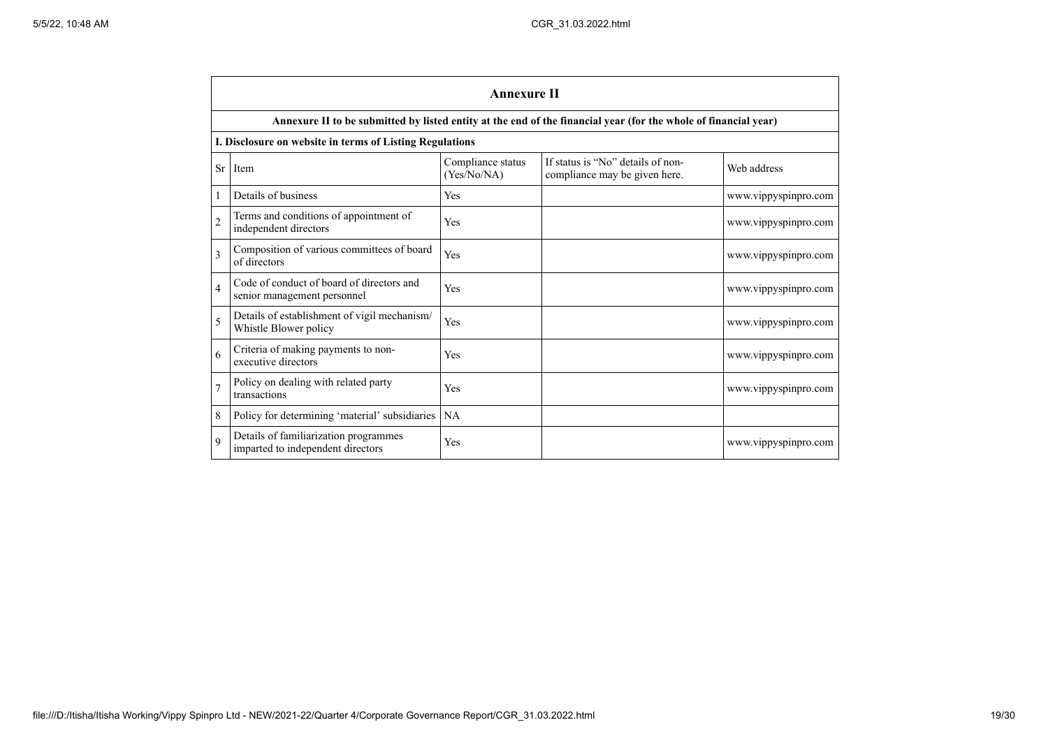## Annexure II

**Annexure II to be submitted by listed entity at the end of the financial year (for the whole of financial year)**

**I. Disclosure on website in terms of Listing Regulations**

| Sr | Item | Compliance status (Yes/No/NA) | If status is "No" details of non-compliance may be given here. | Web address |
|---|---|---|---|---|
| 1 | Details of business | Yes | | www.vippyspinpro.com |
| 2 | Terms and conditions of appointment of independent directors | Yes | | www.vippyspinpro.com |
| 3 | Composition of various committees of board of directors | Yes | | www.vippyspinpro.com |
| 4 | Code of conduct of board of directors and senior management personnel | Yes | | www.vippyspinpro.com |
| 5 | Details of establishment of vigil mechanism/ Whistle Blower policy | Yes | | www.vippyspinpro.com |
| 6 | Criteria of making payments to non-executive directors | Yes | | www.vippyspinpro.com |
| 7 | Policy on dealing with related party transactions | Yes | | www.vippyspinpro.com |
| 8 | Policy for determining 'material' subsidiaries | NA | | |
| 9 | Details of familiarization programmes imparted to independent directors | Yes | | www.vippyspinpro.com |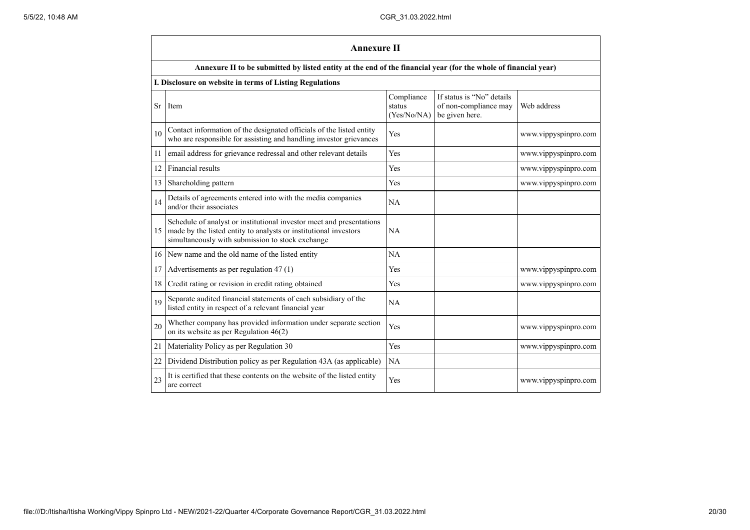## Annexure II

**Annexure II to be submitted by listed entity at the end of the financial year (for the whole of financial year)**

**I. Disclosure on website in terms of Listing Regulations**

| Sr | Item | Compliance status (Yes/No/NA) | If status is "No" details of non-compliance may be given here. | Web address |
|---|---|---|---|---|
| 10 | Contact information of the designated officials of the listed entity who are responsible for assisting and handling investor grievances | Yes | | www.vippyspinpro.com |
| 11 | email address for grievance redressal and other relevant details | Yes | | www.vippyspinpro.com |
| 12 | Financial results | Yes | | www.vippyspinpro.com |
| 13 | Shareholding pattern | Yes | | www.vippyspinpro.com |
| 14 | Details of agreements entered into with the media companies and/or their associates | NA | | |
| 15 | Schedule of analyst or institutional investor meet and presentations made by the listed entity to analysts or institutional investors simultaneously with submission to stock exchange | NA | | |
| 16 | New name and the old name of the listed entity | NA | | |
| 17 | Advertisements as per regulation 47 (1) | Yes | | www.vippyspinpro.com |
| 18 | Credit rating or revision in credit rating obtained | Yes | | www.vippyspinpro.com |
| 19 | Separate audited financial statements of each subsidiary of the listed entity in respect of a relevant financial year | NA | | |
| 20 | Whether company has provided information under separate section on its website as per Regulation 46(2) | Yes | | www.vippyspinpro.com |
| 21 | Materiality Policy as per Regulation 30 | Yes | | www.vippyspinpro.com |
| 22 | Dividend Distribution policy as per Regulation 43A (as applicable) | NA | | |
| 23 | It is certified that these contents on the website of the listed entity are correct | Yes | | www.vippyspinpro.com |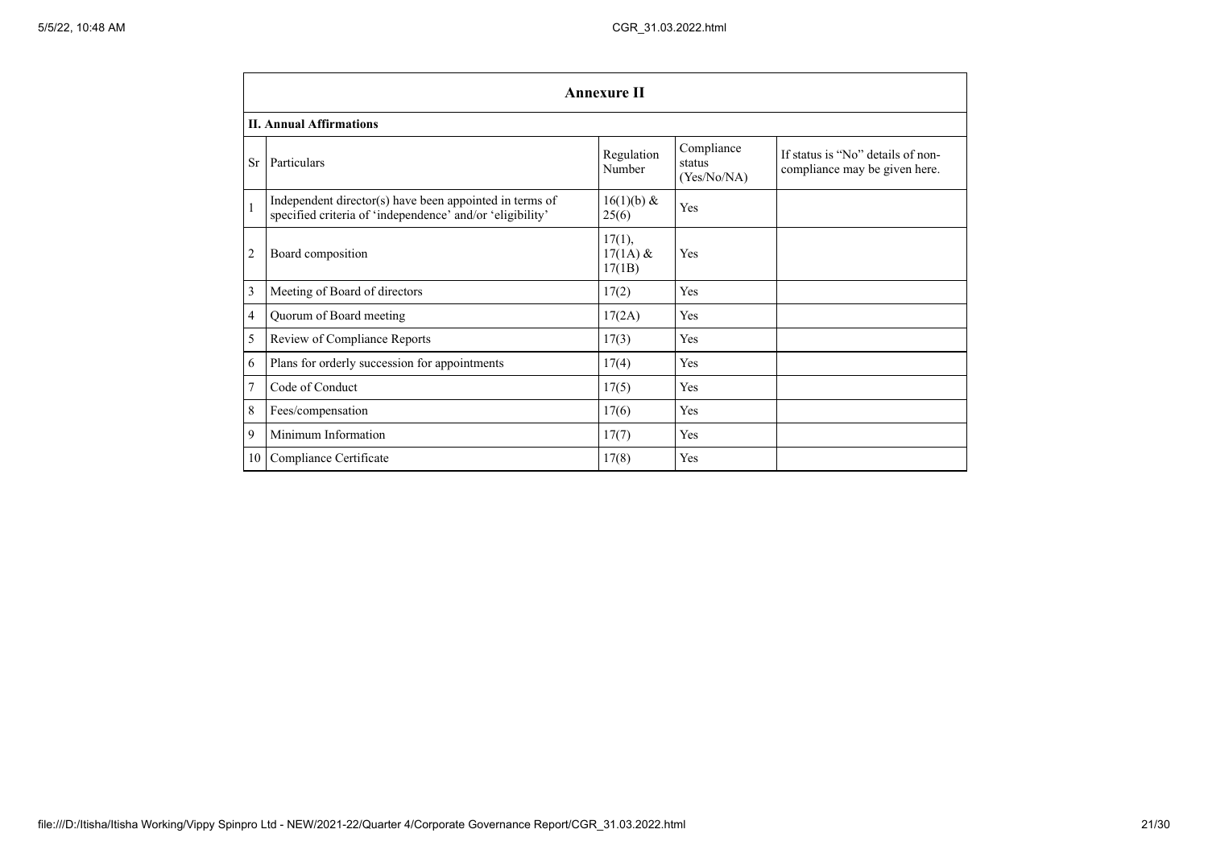## Annexure II

### II. Annual Affirmations

| Sr | Particulars | Regulation Number | Compliance status (Yes/No/NA) | If status is "No" details of non-compliance may be given here. |
|---|---|---|---|---|
| 1 | Independent director(s) have been appointed in terms of specified criteria of 'independence' and/or 'eligibility' | 16(1)(b) & 25(6) | Yes | |
| 2 | Board composition | 17(1), 17(1A) & 17(1B) | Yes | |
| 3 | Meeting of Board of directors | 17(2) | Yes | |
| 4 | Quorum of Board meeting | 17(2A) | Yes | |
| 5 | Review of Compliance Reports | 17(3) | Yes | |
| 6 | Plans for orderly succession for appointments | 17(4) | Yes | |
| 7 | Code of Conduct | 17(5) | Yes | |
| 8 | Fees/compensation | 17(6) | Yes | |
| 9 | Minimum Information | 17(7) | Yes | |
| 10 | Compliance Certificate | 17(8) | Yes | |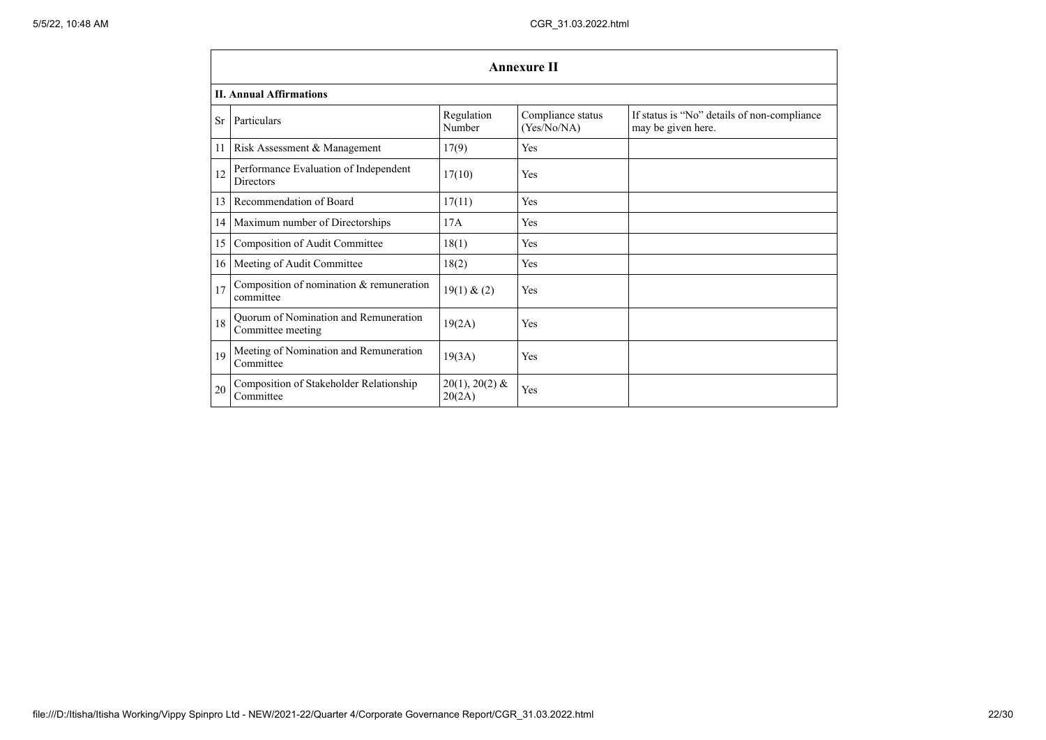## Annexure II

**II. Annual Affirmations**

| Sr | Particulars | Regulation Number | Compliance status (Yes/No/NA) | If status is "No" details of non-compliance may be given here. |
|---|---|---|---|---|
| 11 | Risk Assessment & Management | 17(9) | Yes | |
| 12 | Performance Evaluation of Independent Directors | 17(10) | Yes | |
| 13 | Recommendation of Board | 17(11) | Yes | |
| 14 | Maximum number of Directorships | 17A | Yes | |
| 15 | Composition of Audit Committee | 18(1) | Yes | |
| 16 | Meeting of Audit Committee | 18(2) | Yes | |
| 17 | Composition of nomination & remuneration committee | 19(1) & (2) | Yes | |
| 18 | Quorum of Nomination and Remuneration Committee meeting | 19(2A) | Yes | |
| 19 | Meeting of Nomination and Remuneration Committee | 19(3A) | Yes | |
| 20 | Composition of Stakeholder Relationship Committee | 20(1), 20(2) & 20(2A) | Yes | |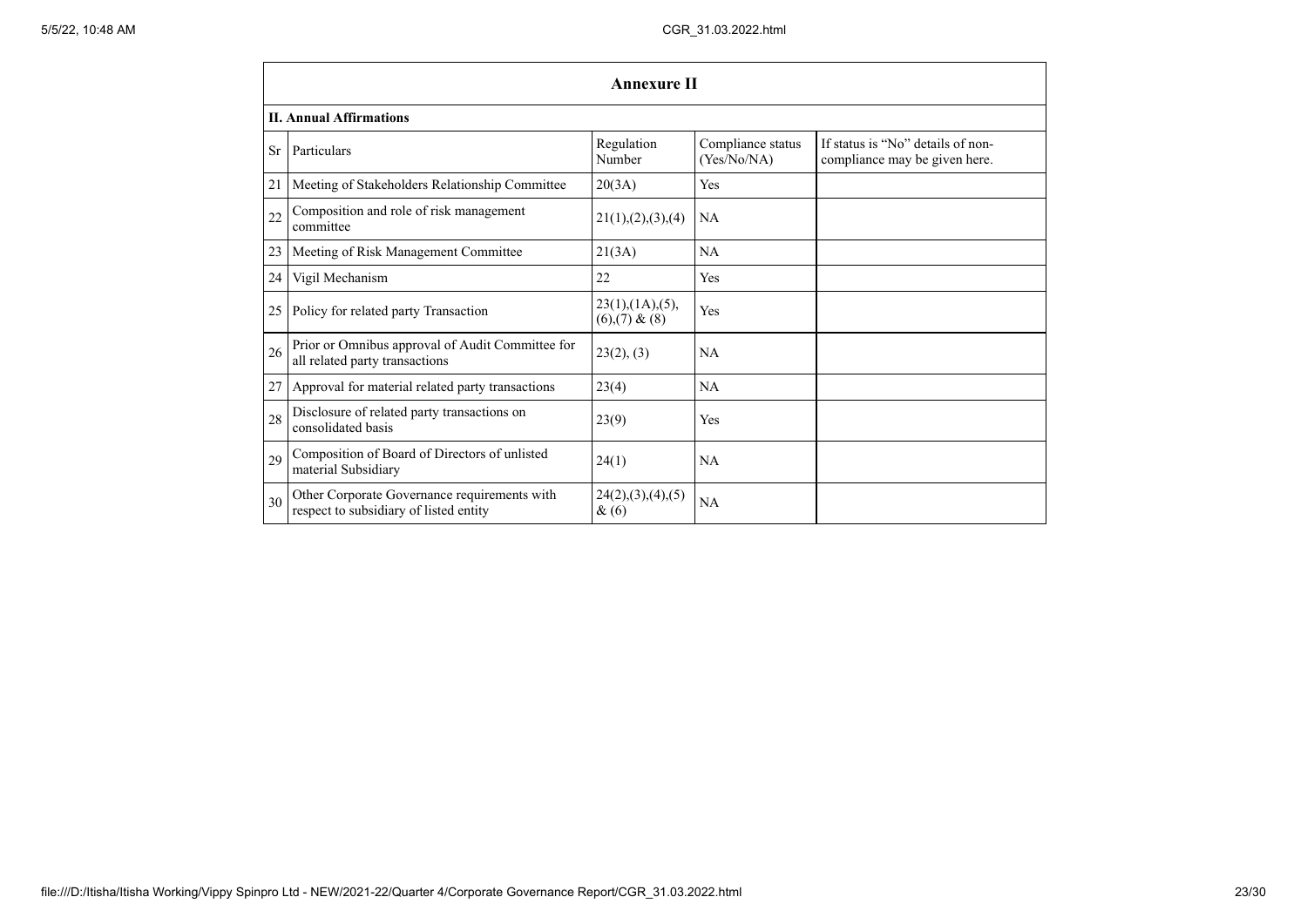## Annexure II

### II. Annual Affirmations

| Sr | Particulars | Regulation Number | Compliance status (Yes/No/NA) | If status is "No" details of non-compliance may be given here. |
|---|---|---|---|---|
| 21 | Meeting of Stakeholders Relationship Committee | 20(3A) | Yes | |
| 22 | Composition and role of risk management committee | 21(1),(2),(3),(4) | NA | |
| 23 | Meeting of Risk Management Committee | 21(3A) | NA | |
| 24 | Vigil Mechanism | 22 | Yes | |
| 25 | Policy for related party Transaction | 23(1),(1A),(5),(6),(7) & (8) | Yes | |
| 26 | Prior or Omnibus approval of Audit Committee for all related party transactions | 23(2), (3) | NA | |
| 27 | Approval for material related party transactions | 23(4) | NA | |
| 28 | Disclosure of related party transactions on consolidated basis | 23(9) | Yes | |
| 29 | Composition of Board of Directors of unlisted material Subsidiary | 24(1) | NA | |
| 30 | Other Corporate Governance requirements with respect to subsidiary of listed entity | 24(2),(3),(4),(5) & (6) | NA | |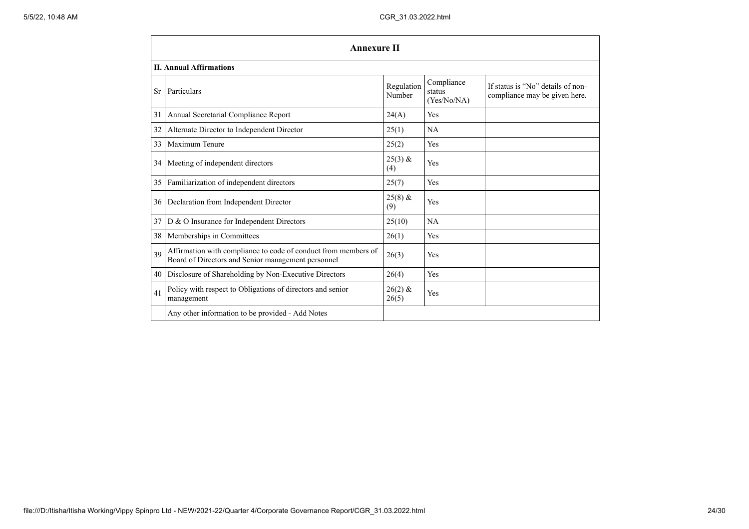## Annexure II

### II. Annual Affirmations

| Sr | Particulars | Regulation Number | Compliance status (Yes/No/NA) | If status is "No" details of non-compliance may be given here. |
|---|---|---|---|---|
| 31 | Annual Secretarial Compliance Report | 24(A) | Yes | |
| 32 | Alternate Director to Independent Director | 25(1) | NA | |
| 33 | Maximum Tenure | 25(2) | Yes | |
| 34 | Meeting of independent directors | 25(3) & (4) | Yes | |
| 35 | Familiarization of independent directors | 25(7) | Yes | |
| 36 | Declaration from Independent Director | 25(8) & (9) | Yes | |
| 37 | D & O Insurance for Independent Directors | 25(10) | NA | |
| 38 | Memberships in Committees | 26(1) | Yes | |
| 39 | Affirmation with compliance to code of conduct from members of Board of Directors and Senior management personnel | 26(3) | Yes | |
| 40 | Disclosure of Shareholding by Non-Executive Directors | 26(4) | Yes | |
| 41 | Policy with respect to Obligations of directors and senior management | 26(2) & 26(5) | Yes | |
| | Any other information to be provided - Add Notes | | | |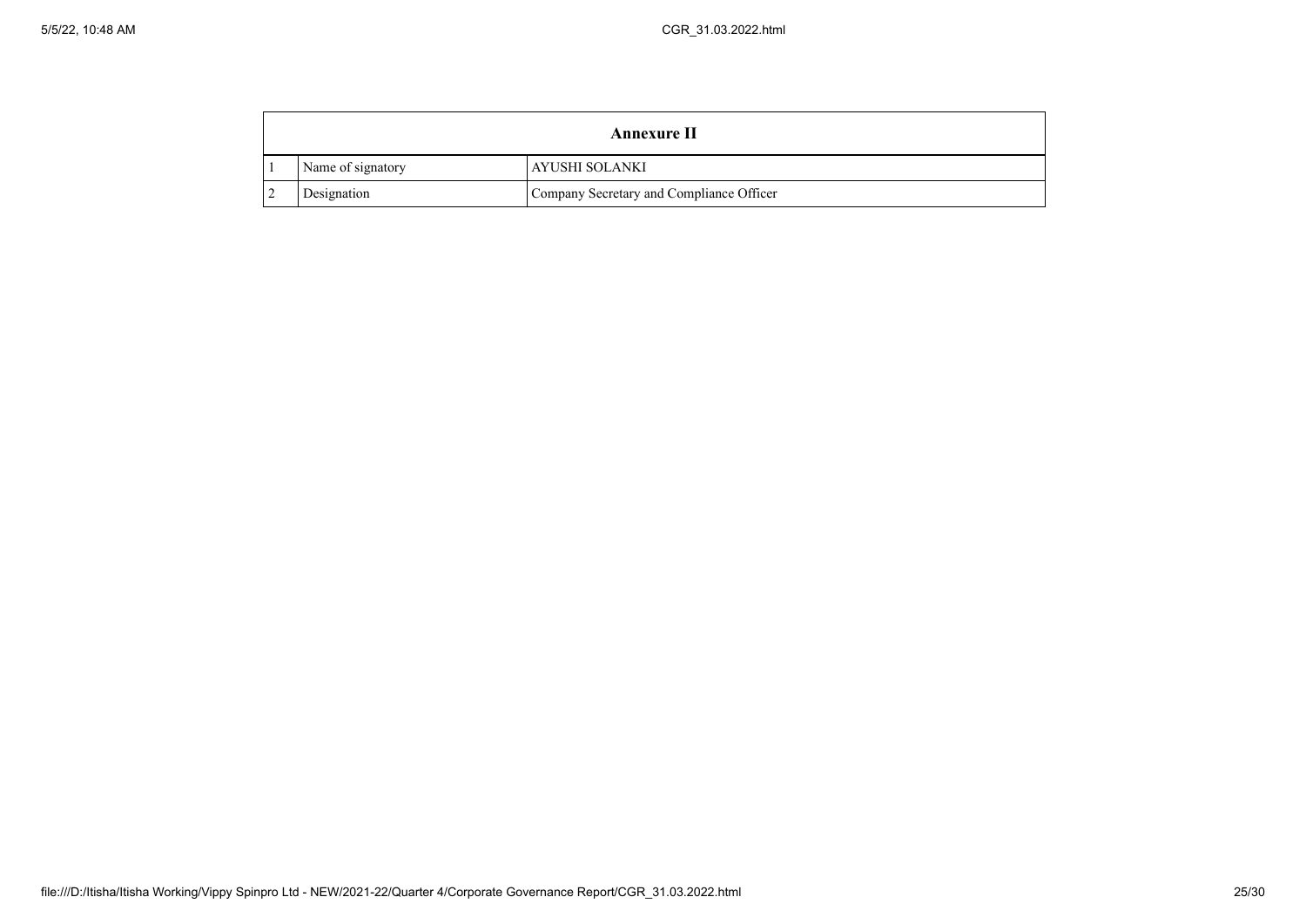| Annexure II | | |
|---|---|---|
| 1 | Name of signatory | AYUSHI SOLANKI |
| 2 | Designation | Company Secretary and Compliance Officer |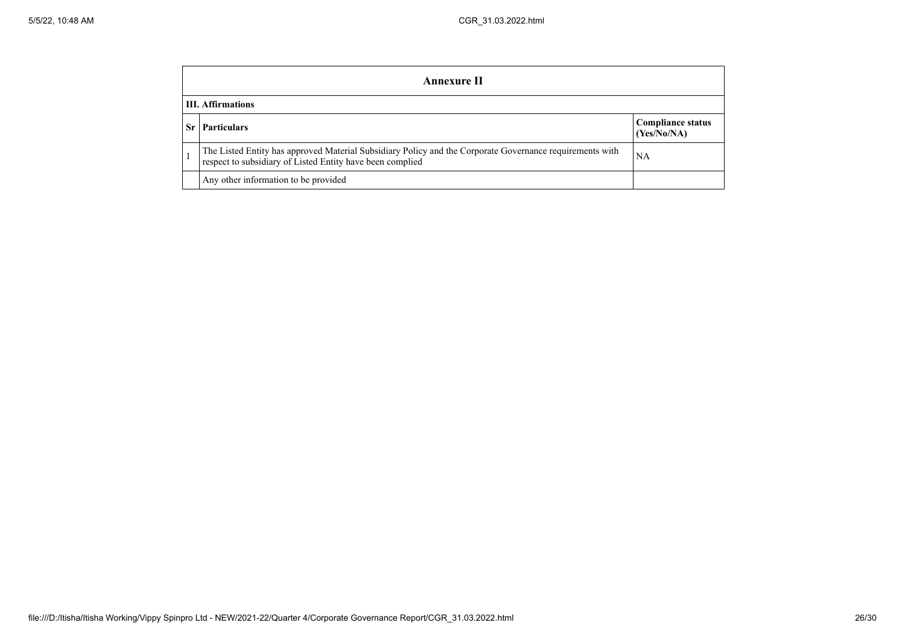## Annexure II

### III. Affirmations

| Sr | Particulars | Compliance status (Yes/No/NA) |
|---|---|---|
| 1 | The Listed Entity has approved Material Subsidiary Policy and the Corporate Governance requirements with respect to subsidiary of Listed Entity have been complied | NA |
| | Any other information to be provided | |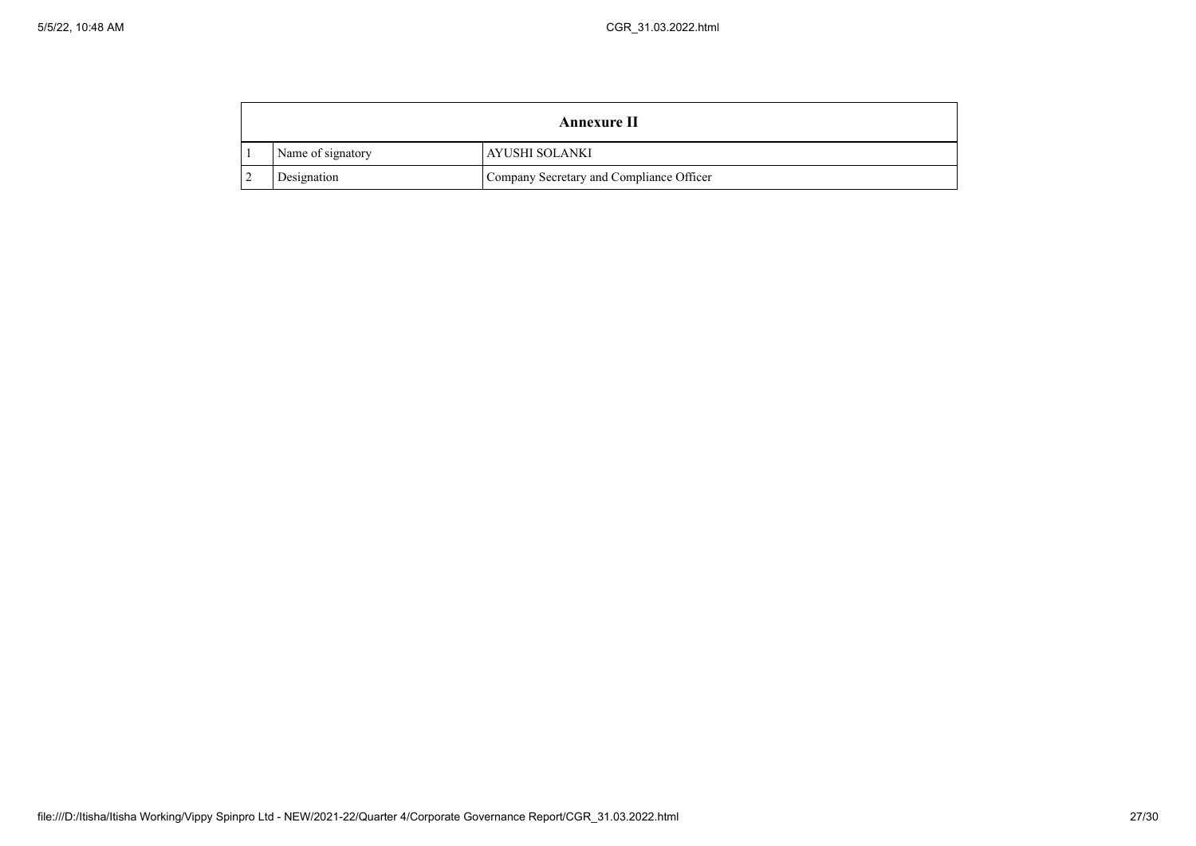| Annexure II | | |
|---|---|---|
| 1 | Name of signatory | AYUSHI SOLANKI |
| 2 | Designation | Company Secretary and Compliance Officer |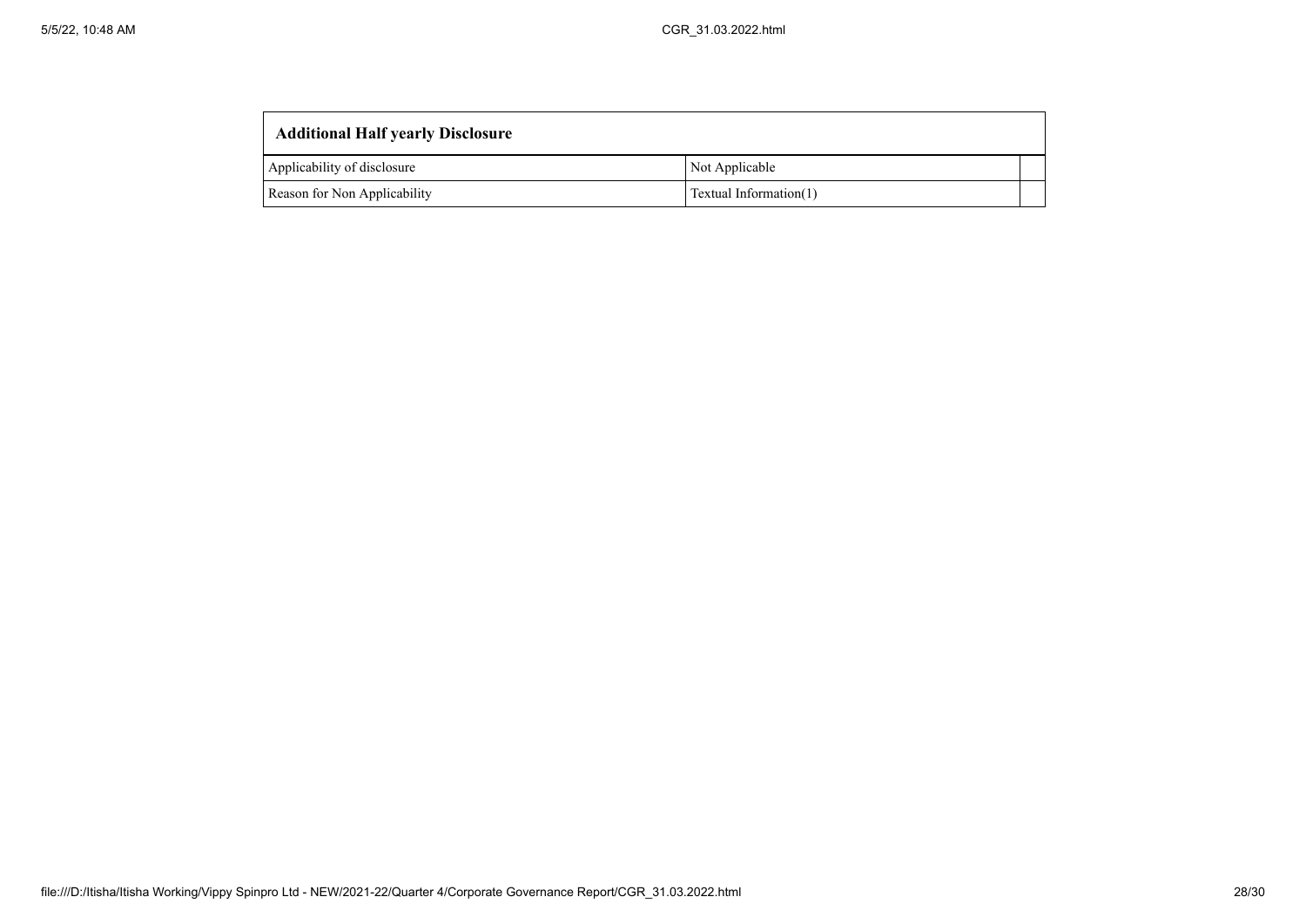| Additional Half yearly Disclosure | | |
|---|---|---|
| Applicability of disclosure | Not Applicable | |
| Reason for Non Applicability | Textual Information(1) | |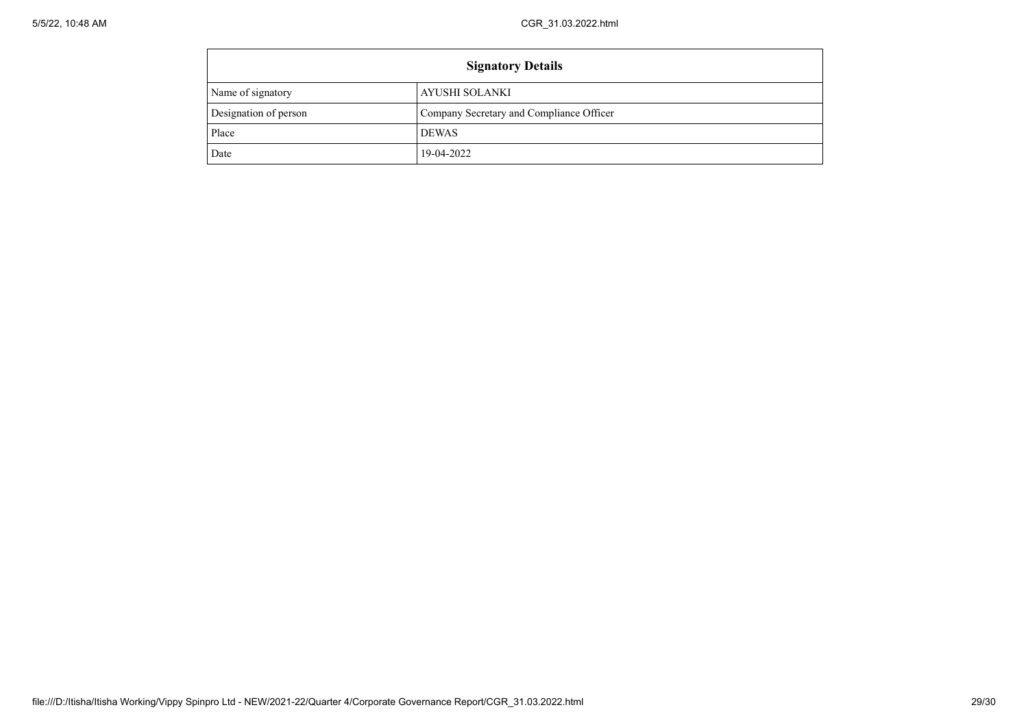| Signatory Details | |
|---|---|
| Name of signatory | AYUSHI SOLANKI |
| Designation of person | Company Secretary and Compliance Officer |
| Place | DEWAS |
| Date | 19-04-2022 |